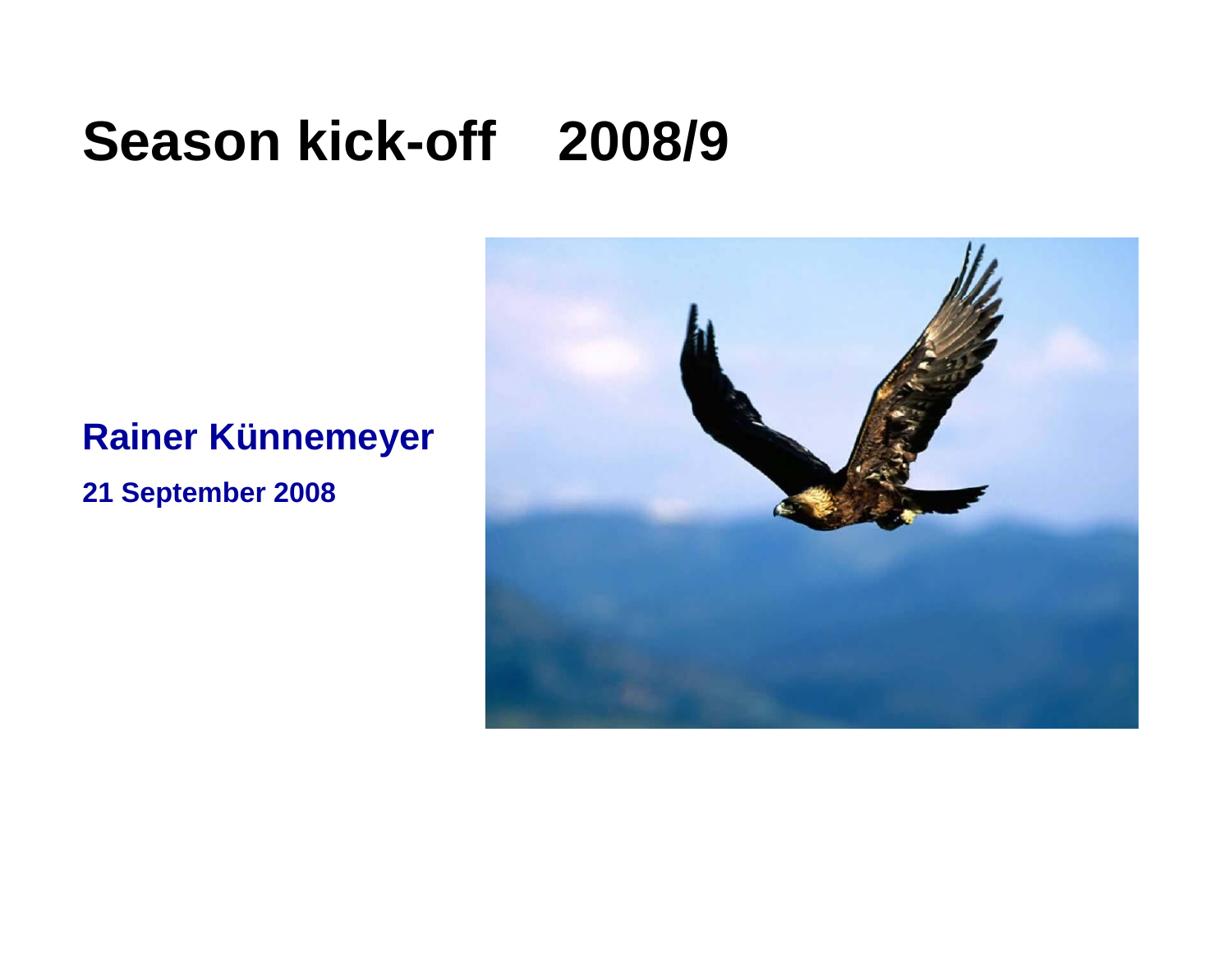# Season kick-off 2008/9

**Rainer Künnemeyer**

**21 September 2008**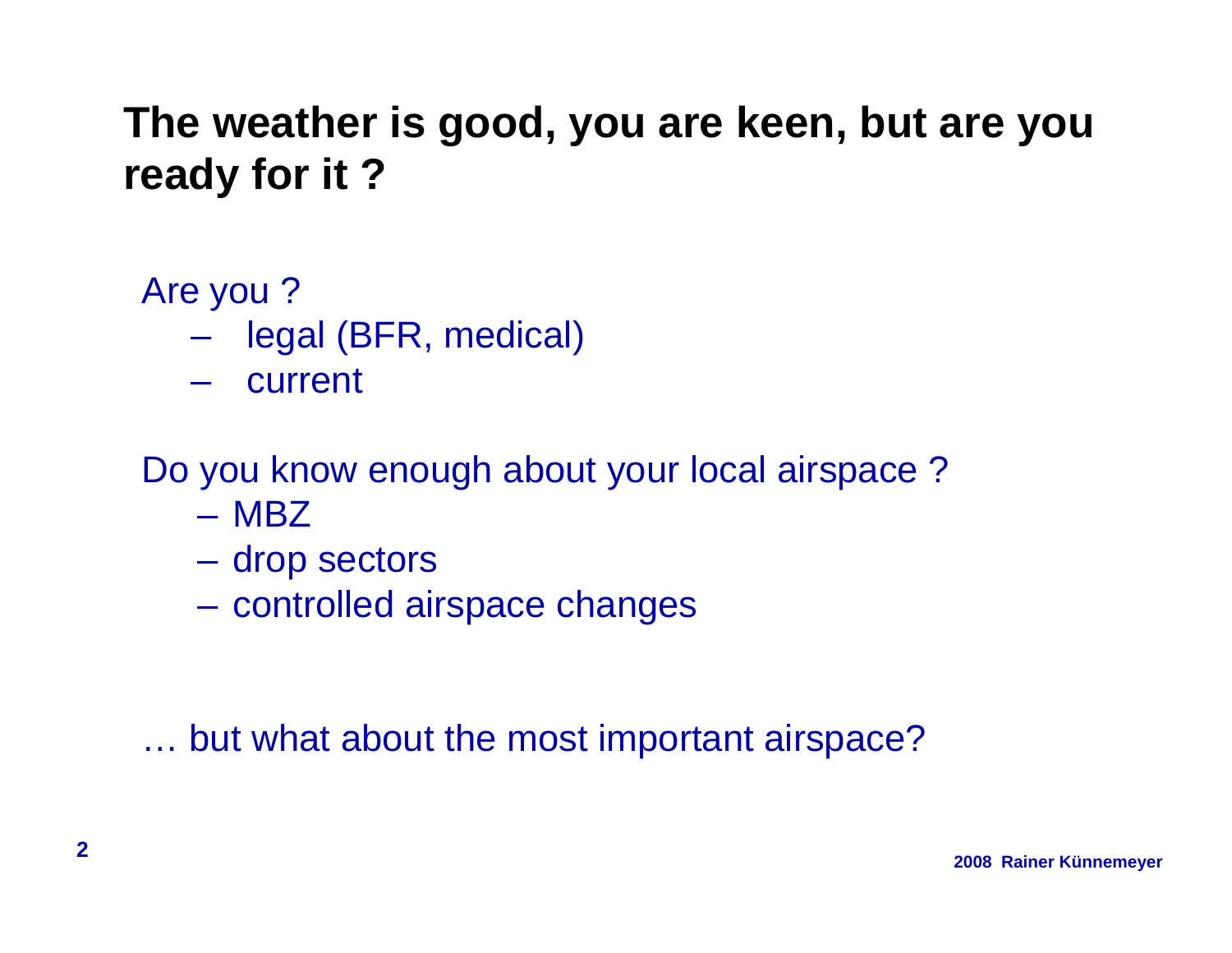# The weather is good, you are keen, but are you ready for it ?

Are you ?

- legal (BFR, medical)
- current

Do you know enough about your local airspace ?

- MBZ
- drop sectors
- controlled airspace changes

… but what about the most important airspace?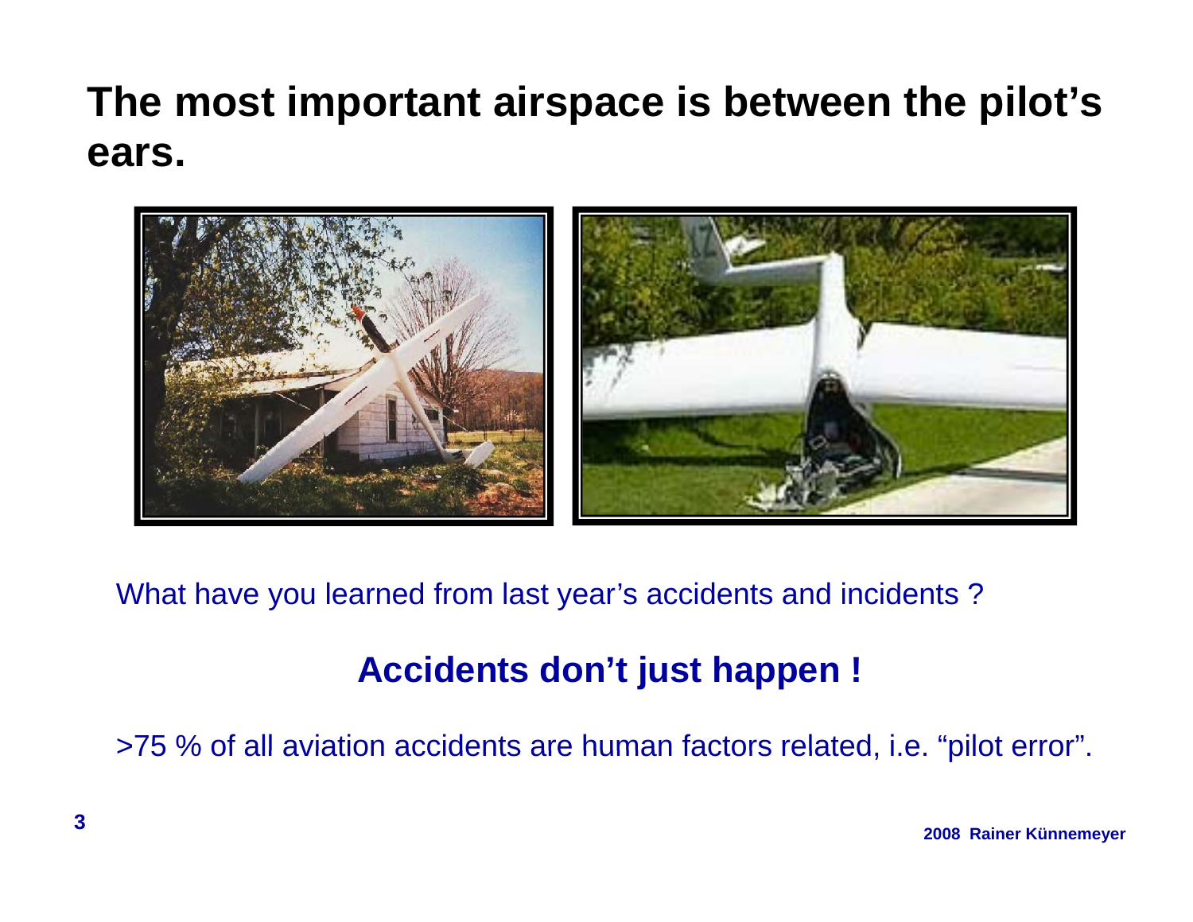# The most important airspace is between the pilot's ears.

What have you learned from last year's accidents and incidents ?

**Accidents don't just happen !**

>75 % of all aviation accidents are human factors related, i.e. "pilot error".

2008 Rainer Künnemeyer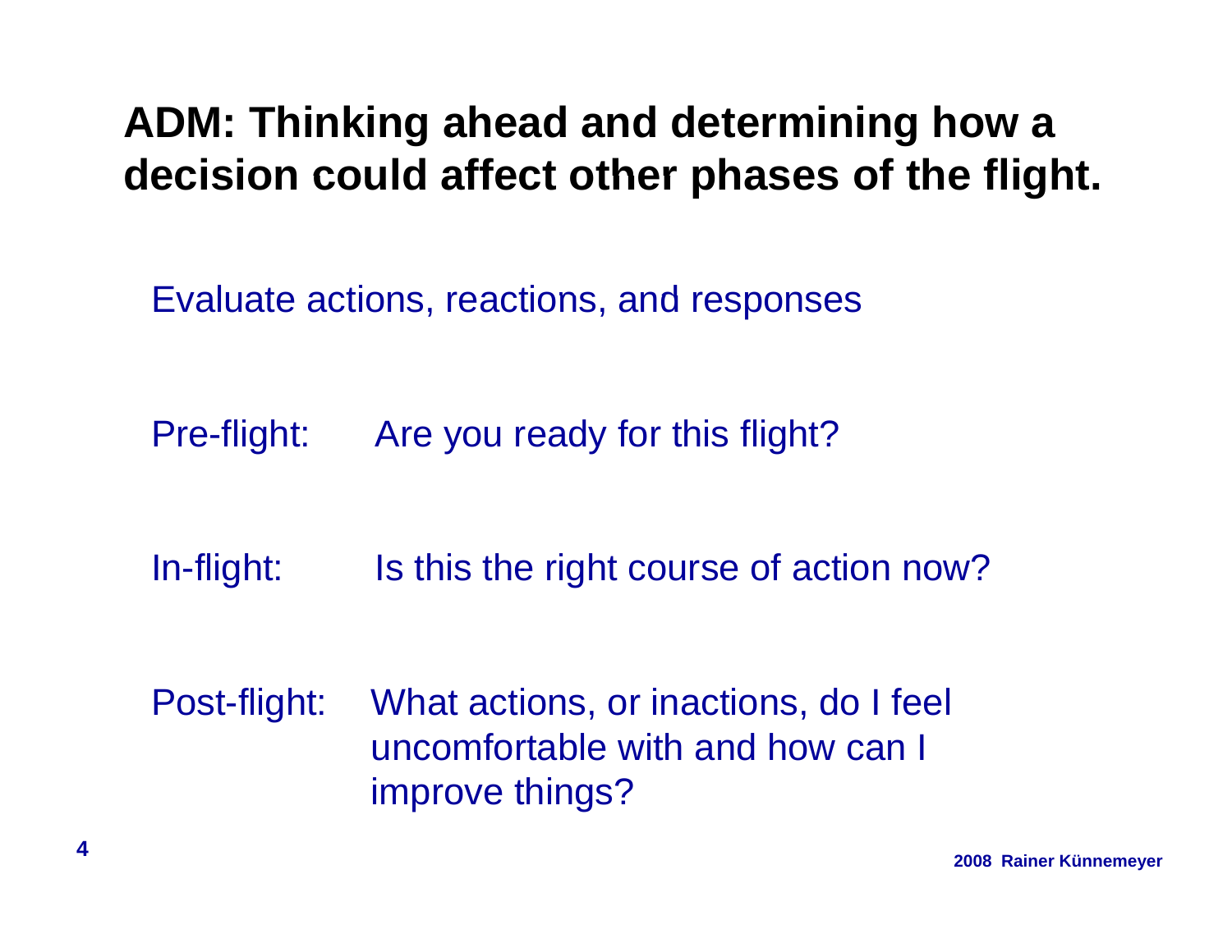## ADM: Thinking ahead and determining how a decision could affect other phases of the flight.

Evaluate actions, reactions, and responses

Pre-flight: Are you ready for this flight?

In-flight: Is this the right course of action now?

Post-flight: What actions, or inactions, do I feel uncomfortable with and how can I improve things?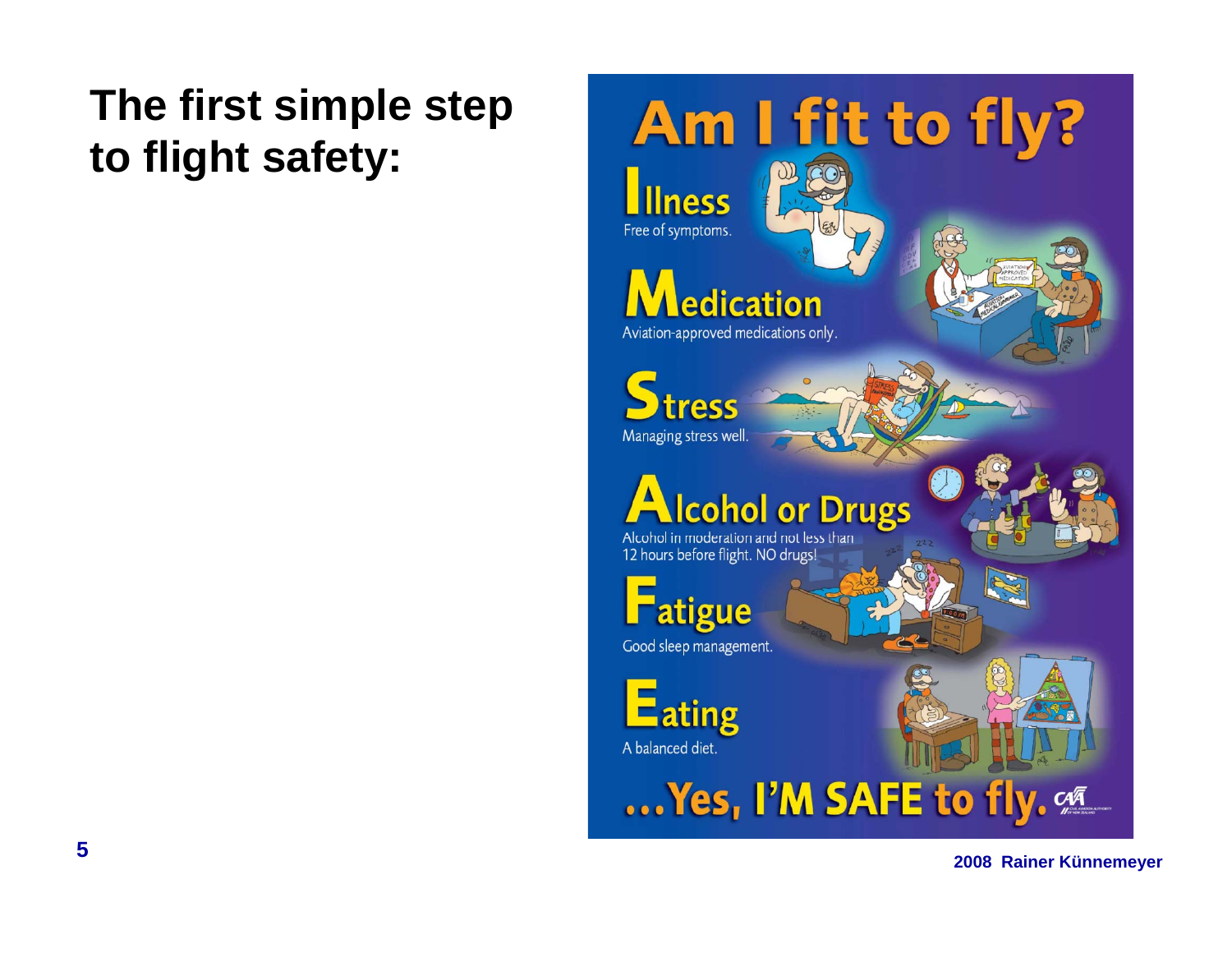# The first simple step to flight safety:

# Am I fit to fly?

**Illness**
Free of symptoms.

**Medication**
Aviation-approved medications only.

**Stress**
Managing stress well.

**Alcohol or Drugs**
Alcohol in moderation and not less than 12 hours before flight. NO drugs!

**Fatigue**
Good sleep management.

**Eating**
A balanced diet.

**...Yes, I'M SAFE to fly.**

2008 Rainer Künnemeyer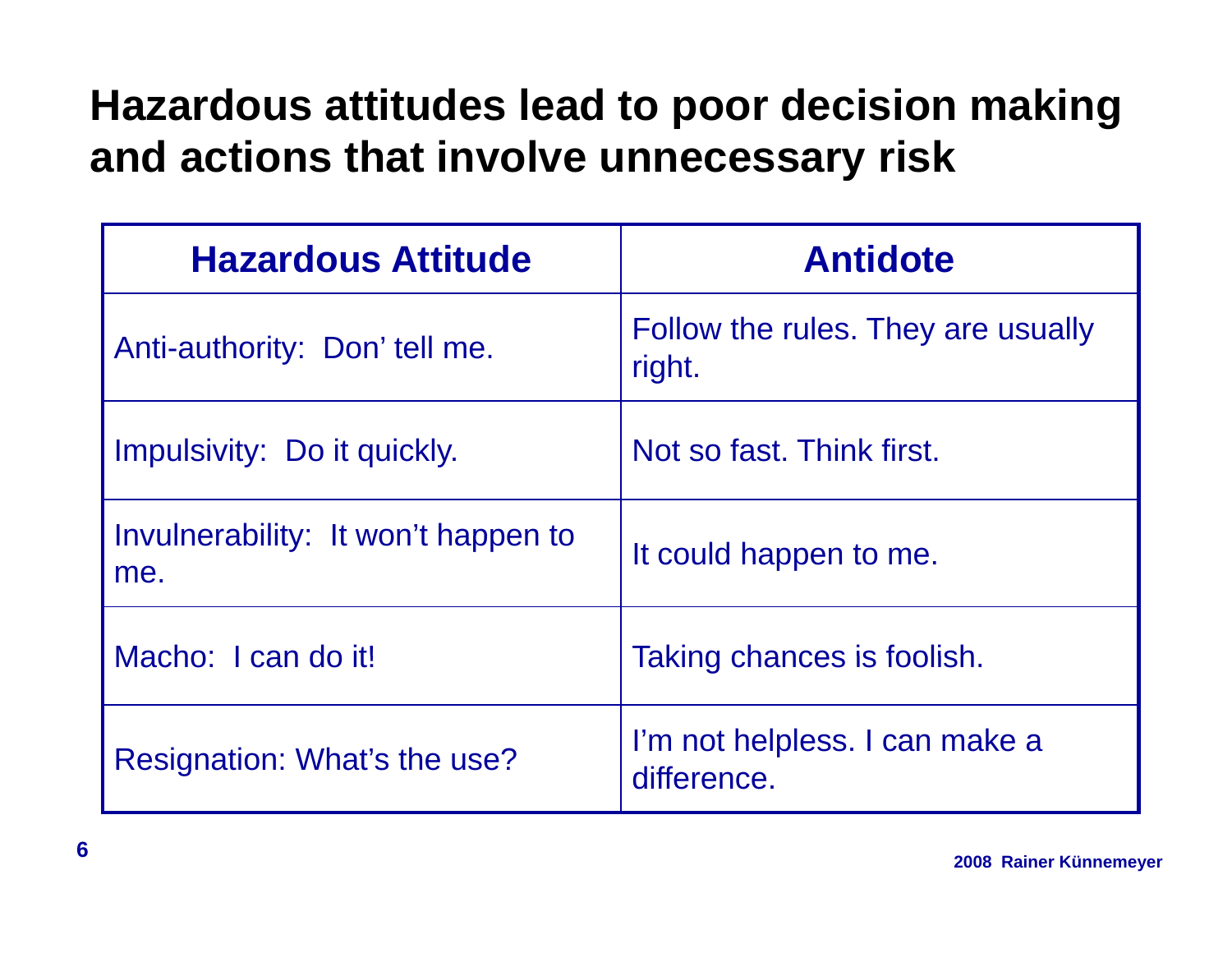# Hazardous attitudes lead to poor decision making and actions that involve unnecessary risk

| Hazardous Attitude | Antidote |
|---|---|
| Anti-authority: Don' tell me. | Follow the rules. They are usually right. |
| Impulsivity: Do it quickly. | Not so fast. Think first. |
| Invulnerability: It won't happen to me. | It could happen to me. |
| Macho: I can do it! | Taking chances is foolish. |
| Resignation: What's the use? | I'm not helpless. I can make a difference. |

2008 Rainer Künnemeyer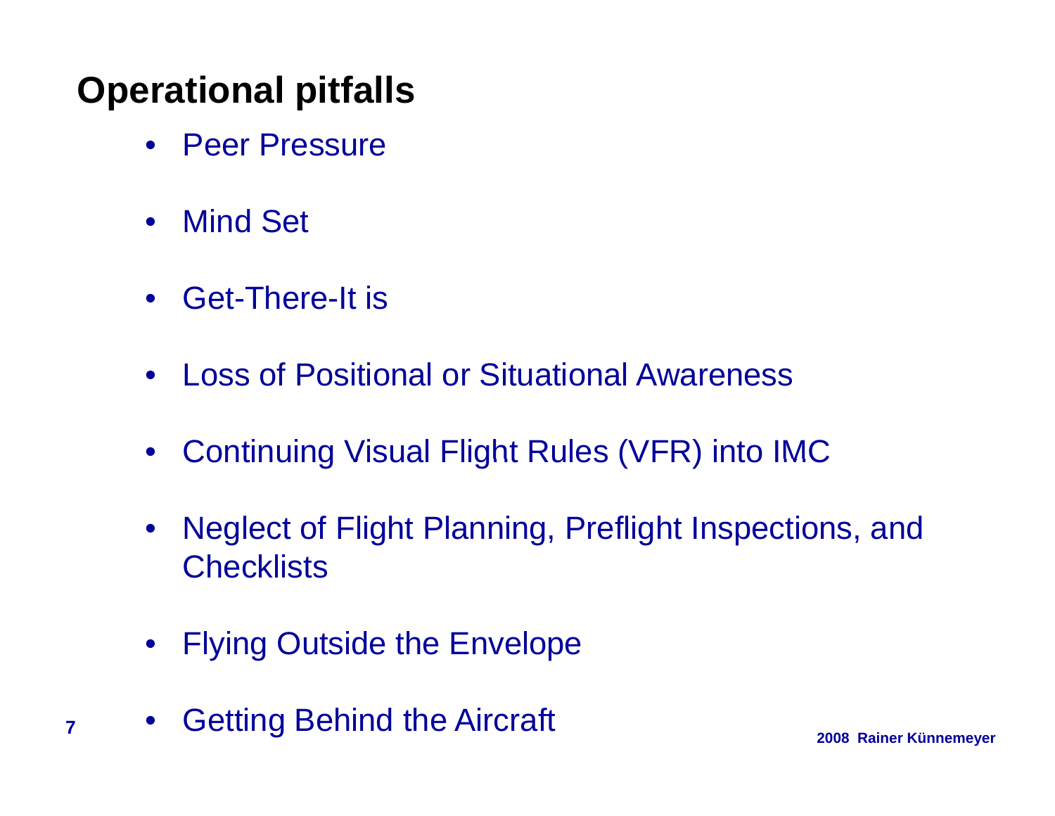## Operational pitfalls

- Peer Pressure
- Mind Set
- Get-There-It is
- Loss of Positional or Situational Awareness
- Continuing Visual Flight Rules (VFR) into IMC
- Neglect of Flight Planning, Preflight Inspections, and Checklists
- Flying Outside the Envelope
- Getting Behind the Aircraft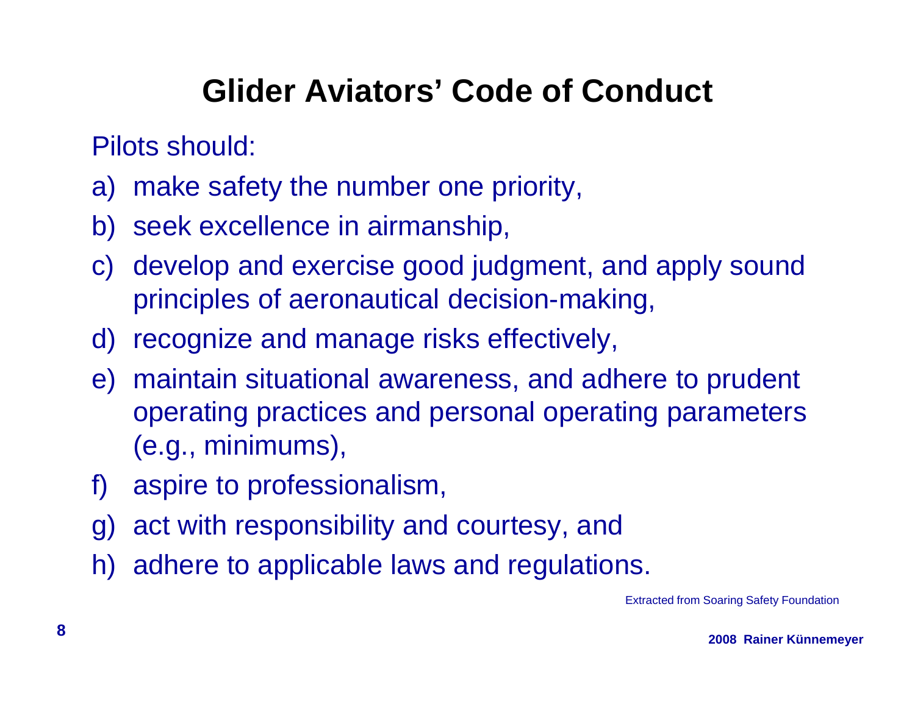# Glider Aviators' Code of Conduct

Pilots should:

a) make safety the number one priority,
b) seek excellence in airmanship,
c) develop and exercise good judgment, and apply sound principles of aeronautical decision-making,
d) recognize and manage risks effectively,
e) maintain situational awareness, and adhere to prudent operating practices and personal operating parameters (e.g., minimums),
f) aspire to professionalism,
g) act with responsibility and courtesy, and
h) adhere to applicable laws and regulations.

Extracted from Soaring Safety Foundation

2008 Rainer Künnemeyer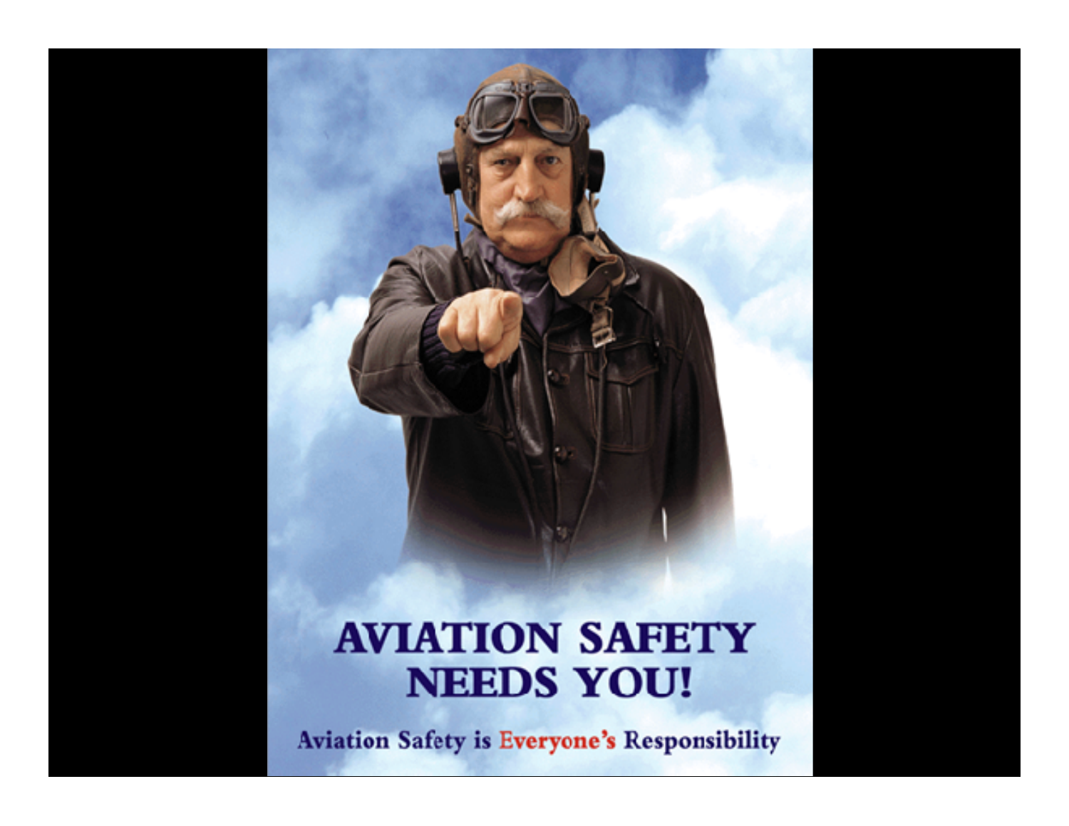# AVIATION SAFETY NEEDS YOU!

Aviation Safety is Everyone's Responsibility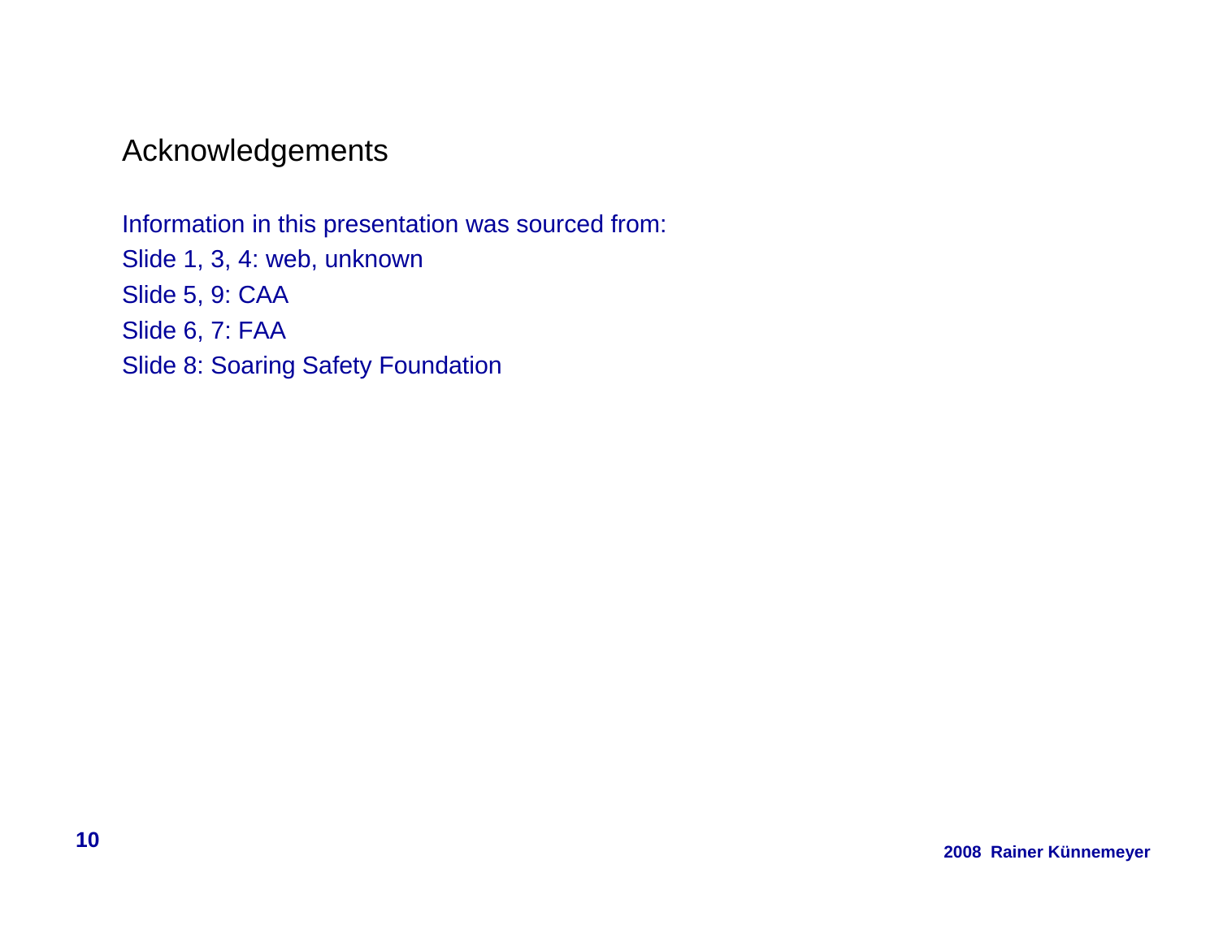## Acknowledgements

Information in this presentation was sourced from:

Slide 1, 3, 4: web, unknown

Slide 5, 9: CAA

Slide 6, 7: FAA

Slide 8: Soaring Safety Foundation